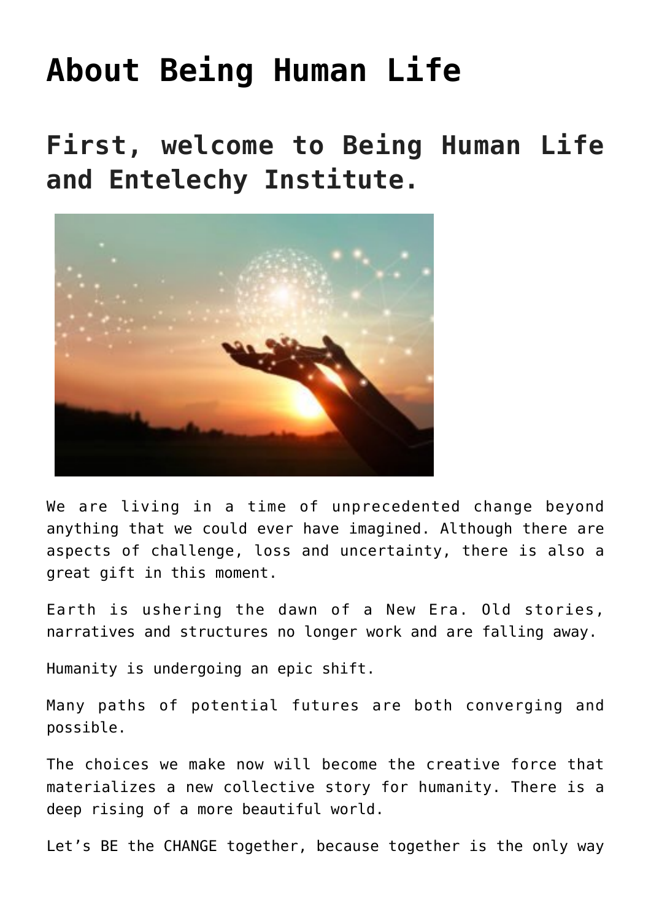# About Being Human Life

## First, welcome to Being Human Life and Entelechy Institute.

We are living in a time of unprecedented change beyond anything that we could ever have imagined. Although there are aspects of challenge, loss and uncertainty, there is also a great gift in this moment.

Earth is ushering the dawn of a New Era. Old stories, narratives and structures no longer work and are falling away.

Humanity is undergoing an epic shift.

Many paths of potential futures are both converging and possible.

The choices we make now will become the creative force that materializes a new collective story for humanity. There is a deep rising of a more beautiful world.

Let's BE the CHANGE together, because together is the only way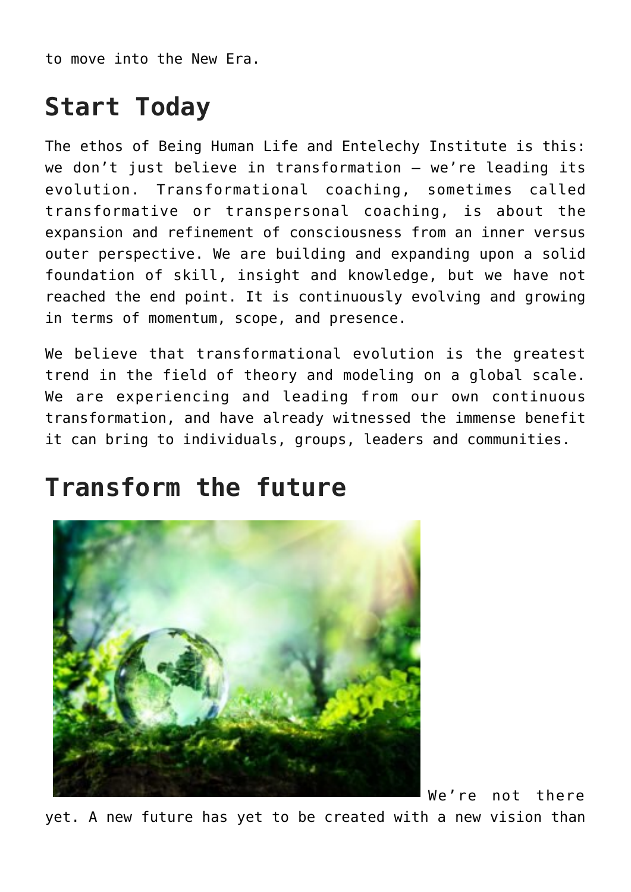to move into the New Era.

## Start Today

The ethos of Being Human Life and Entelechy Institute is this: we don't just believe in transformation – we're leading its evolution. Transformational coaching, sometimes called transformative or transpersonal coaching, is about the expansion and refinement of consciousness from an inner versus outer perspective. We are building and expanding upon a solid foundation of skill, insight and knowledge, but we have not reached the end point. It is continuously evolving and growing in terms of momentum, scope, and presence.

We believe that transformational evolution is the greatest trend in the field of theory and modeling on a global scale. We are experiencing and leading from our own continuous transformation, and have already witnessed the immense benefit it can bring to individuals, groups, leaders and communities.

## Transform the future

We're not there yet. A new future has yet to be created with a new vision than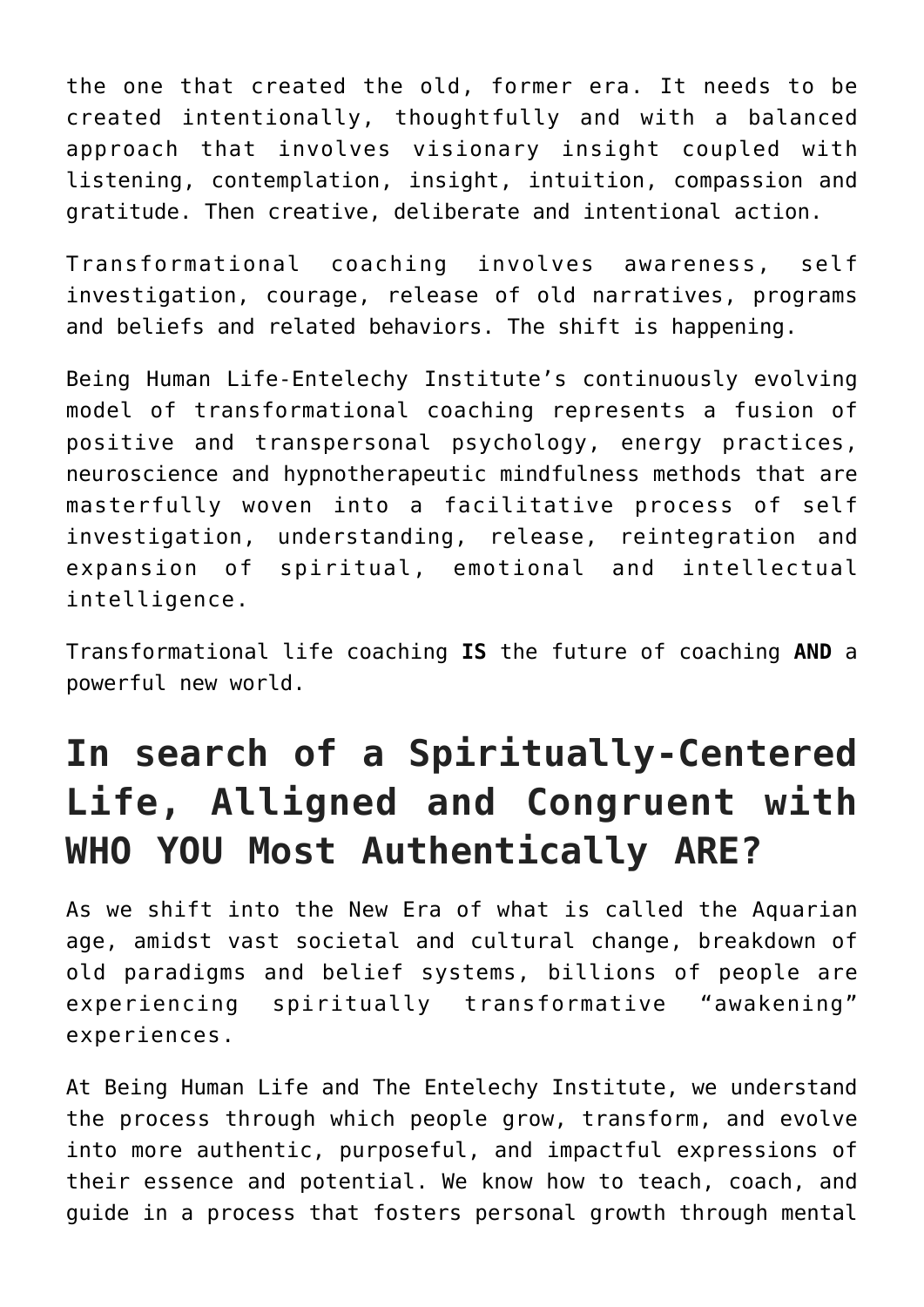the one that created the old, former era. It needs to be created intentionally, thoughtfully and with a balanced approach that involves visionary insight coupled with listening, contemplation, insight, intuition, compassion and gratitude. Then creative, deliberate and intentional action.

Transformational coaching involves awareness, self investigation, courage, release of old narratives, programs and beliefs and related behaviors. The shift is happening.

Being Human Life-Entelechy Institute's continuously evolving model of transformational coaching represents a fusion of positive and transpersonal psychology, energy practices, neuroscience and hypnotherapeutic mindfulness methods that are masterfully woven into a facilitative process of self investigation, understanding, release, reintegration and expansion of spiritual, emotional and intellectual intelligence.

Transformational life coaching **IS** the future of coaching **AND** a powerful new world.

## In search of a Spiritually-Centered Life, Alligned and Congruent with WHO YOU Most Authentically ARE?

As we shift into the New Era of what is called the Aquarian age, amidst vast societal and cultural change, breakdown of old paradigms and belief systems, billions of people are experiencing spiritually transformative "awakening" experiences.

At Being Human Life and The Entelechy Institute, we understand the process through which people grow, transform, and evolve into more authentic, purposeful, and impactful expressions of their essence and potential. We know how to teach, coach, and guide in a process that fosters personal growth through mental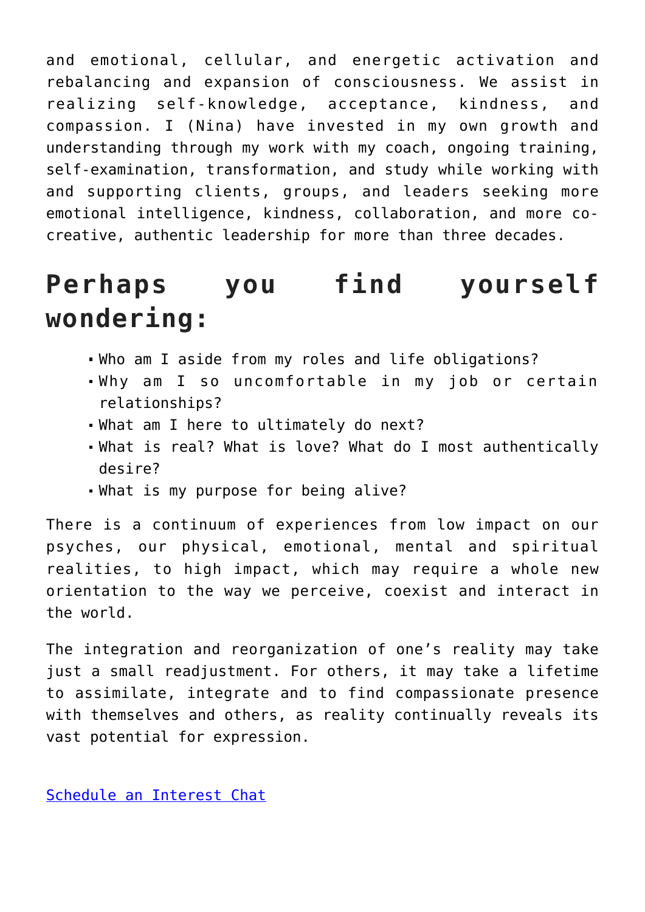and emotional, cellular, and energetic activation and rebalancing and expansion of consciousness. We assist in realizing self-knowledge, acceptance, kindness, and compassion. I (Nina) have invested in my own growth and understanding through my work with my coach, ongoing training, self-examination, transformation, and study while working with and supporting clients, groups, and leaders seeking more emotional intelligence, kindness, collaboration, and more co-creative, authentic leadership for more than three decades.

## Perhaps you find yourself wondering:

- Who am I aside from my roles and life obligations?
- Why am I so uncomfortable in my job or certain relationships?
- What am I here to ultimately do next?
- What is real? What is love? What do I most authentically desire?
- What is my purpose for being alive?

There is a continuum of experiences from low impact on our psyches, our physical, emotional, mental and spiritual realities, to high impact, which may require a whole new orientation to the way we perceive, coexist and interact in the world.

The integration and reorganization of one's reality may take just a small readjustment. For others, it may take a lifetime to assimilate, integrate and to find compassionate presence with themselves and others, as reality continually reveals its vast potential for expression.

Schedule an Interest Chat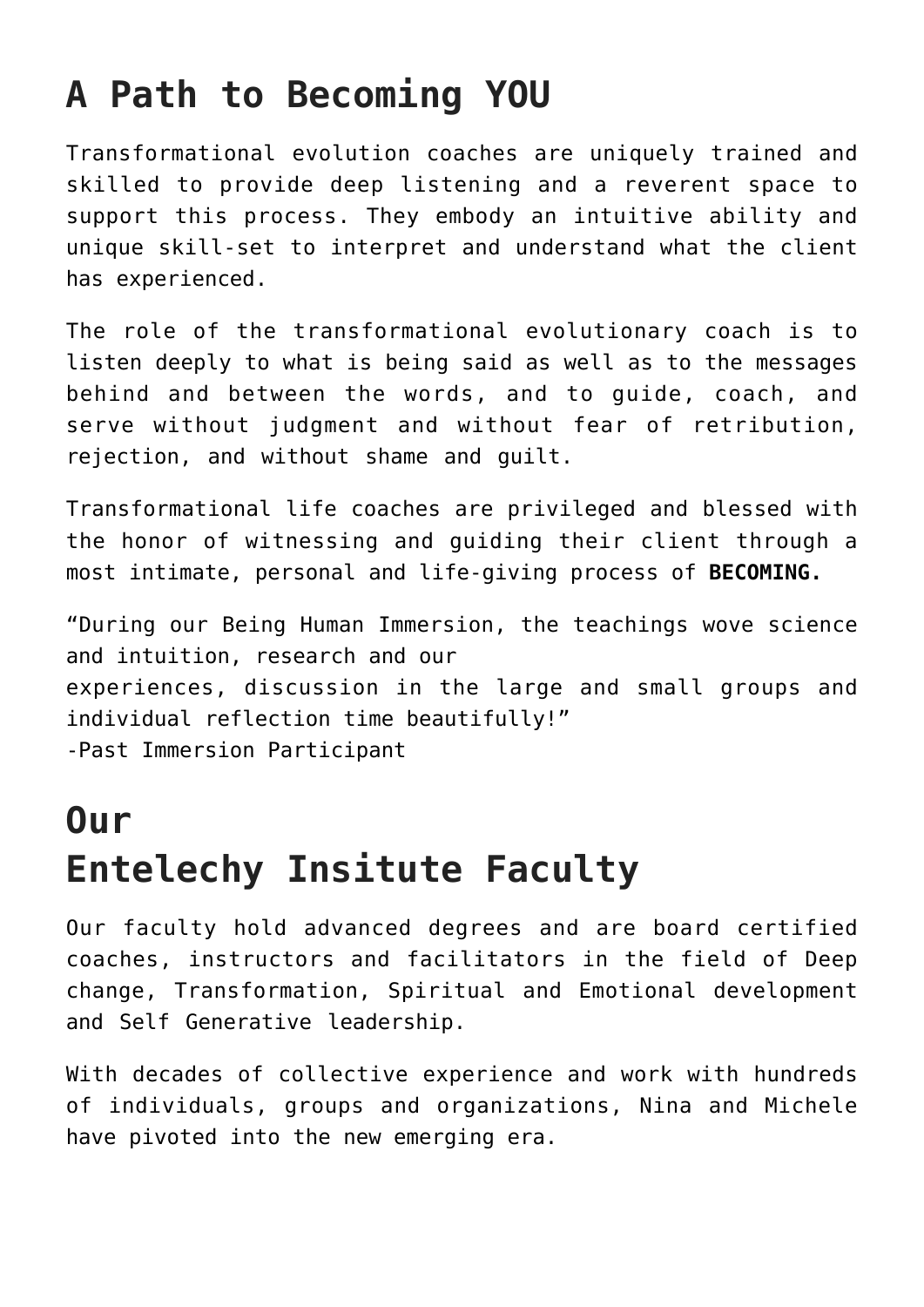# A Path to Becoming YOU

Transformational evolution coaches are uniquely trained and skilled to provide deep listening and a reverent space to support this process. They embody an intuitive ability and unique skill-set to interpret and understand what the client has experienced.

The role of the transformational evolutionary coach is to listen deeply to what is being said as well as to the messages behind and between the words, and to guide, coach, and serve without judgment and without fear of retribution, rejection, and without shame and guilt.

Transformational life coaches are privileged and blessed with the honor of witnessing and guiding their client through a most intimate, personal and life-giving process of **BECOMING.**

“During our Being Human Immersion, the teachings wove science and intuition, research and our
experiences, discussion in the large and small groups and individual reflection time beautifully!”
-Past Immersion Participant

# Our
# Entelechy Insitute Faculty

Our faculty hold advanced degrees and are board certified coaches, instructors and facilitators in the field of Deep change, Transformation, Spiritual and Emotional development and Self Generative leadership.

With decades of collective experience and work with hundreds of individuals, groups and organizations, Nina and Michele have pivoted into the new emerging era.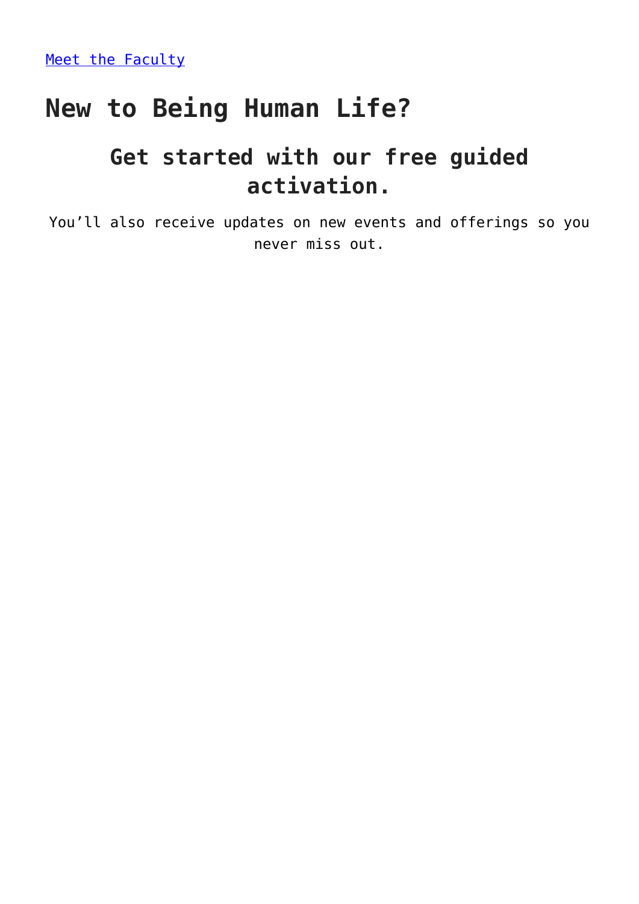[Meet the Faculty]

# New to Being Human Life?

## Get started with our free guided activation.

You’ll also receive updates on new events and offerings so you never miss out.